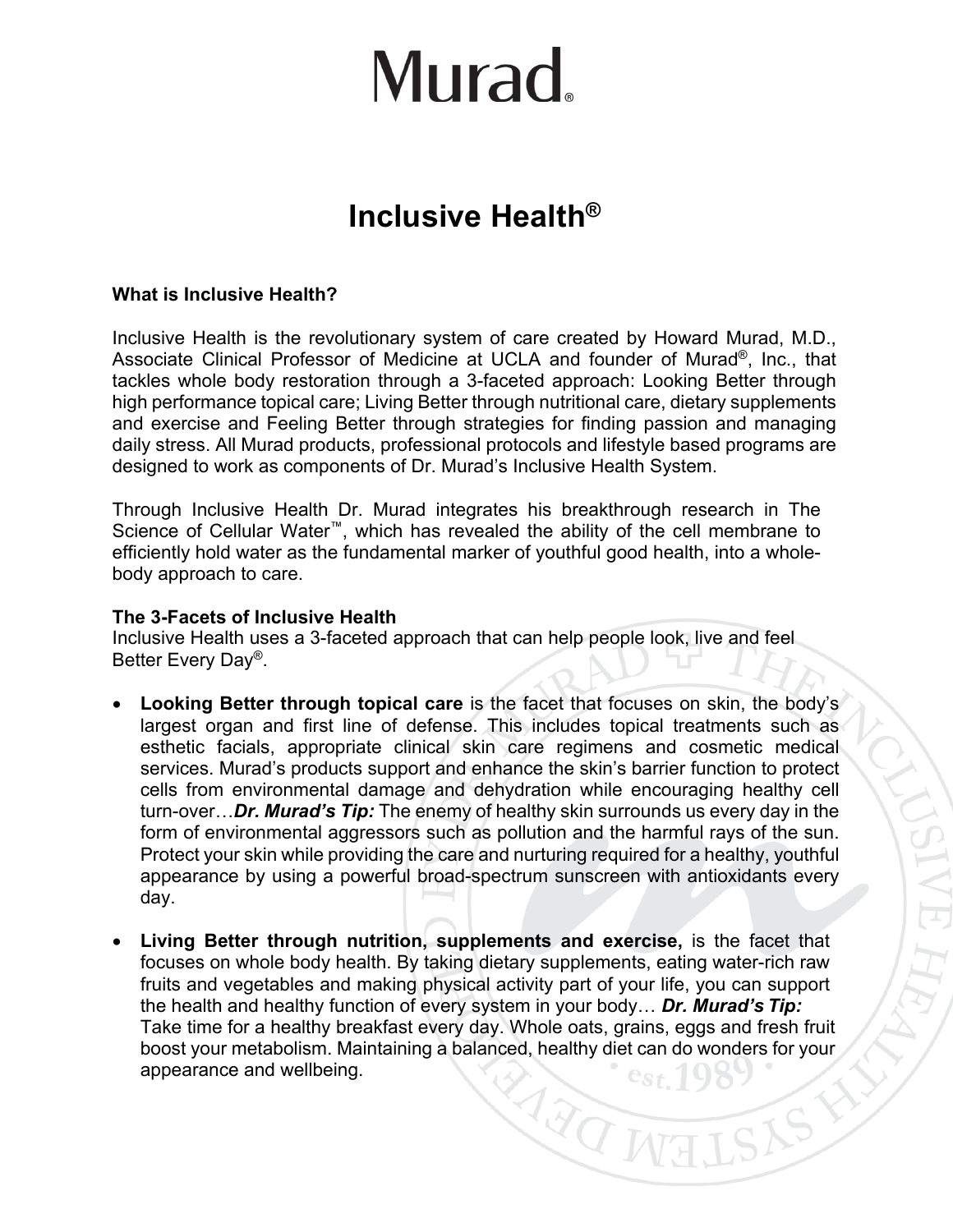# Murad®

## Inclusive Health®

**What is Inclusive Health?**

Inclusive Health is the revolutionary system of care created by Howard Murad, M.D., Associate Clinical Professor of Medicine at UCLA and founder of Murad®, Inc., that tackles whole body restoration through a 3-faceted approach: Looking Better through high performance topical care; Living Better through nutritional care, dietary supplements and exercise and Feeling Better through strategies for finding passion and managing daily stress. All Murad products, professional protocols and lifestyle based programs are designed to work as components of Dr. Murad's Inclusive Health System.

Through Inclusive Health Dr. Murad integrates his breakthrough research in The Science of Cellular Water™, which has revealed the ability of the cell membrane to efficiently hold water as the fundamental marker of youthful good health, into a whole-body approach to care.

**The 3-Facets of Inclusive Health**

Inclusive Health uses a 3-faceted approach that can help people look, live and feel Better Every Day®.

- **Looking Better through topical care** is the facet that focuses on skin, the body's largest organ and first line of defense. This includes topical treatments such as esthetic facials, appropriate clinical skin care regimens and cosmetic medical services. Murad's products support and enhance the skin's barrier function to protect cells from environmental damage and dehydration while encouraging healthy cell turn-over…***Dr. Murad's Tip:*** The enemy of healthy skin surrounds us every day in the form of environmental aggressors such as pollution and the harmful rays of the sun. Protect your skin while providing the care and nurturing required for a healthy, youthful appearance by using a powerful broad-spectrum sunscreen with antioxidants every day.

- **Living Better through nutrition, supplements and exercise,** is the facet that focuses on whole body health. By taking dietary supplements, eating water-rich raw fruits and vegetables and making physical activity part of your life, you can support the health and healthy function of every system in your body… ***Dr. Murad's Tip:*** Take time for a healthy breakfast every day. Whole oats, grains, eggs and fresh fruit boost your metabolism. Maintaining a balanced, healthy diet can do wonders for your appearance and wellbeing.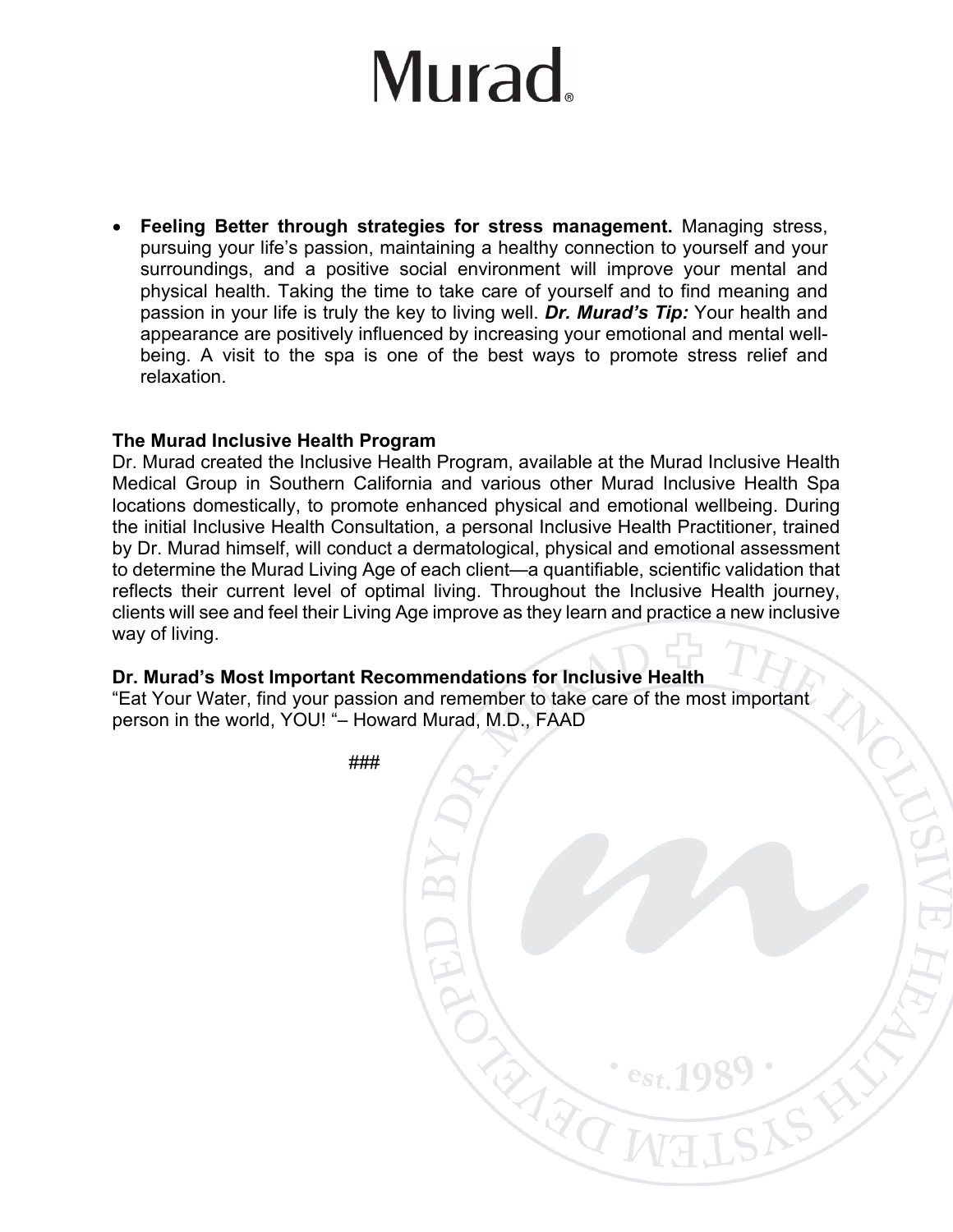# Murad

- **Feeling Better through strategies for stress management.** Managing stress, pursuing your life's passion, maintaining a healthy connection to yourself and your surroundings, and a positive social environment will improve your mental and physical health. Taking the time to take care of yourself and to find meaning and passion in your life is truly the key to living well. ***Dr. Murad's Tip:*** Your health and appearance are positively influenced by increasing your emotional and mental well-being. A visit to the spa is one of the best ways to promote stress relief and relaxation.

**The Murad Inclusive Health Program**

Dr. Murad created the Inclusive Health Program, available at the Murad Inclusive Health Medical Group in Southern California and various other Murad Inclusive Health Spa locations domestically, to promote enhanced physical and emotional wellbeing. During the initial Inclusive Health Consultation, a personal Inclusive Health Practitioner, trained by Dr. Murad himself, will conduct a dermatological, physical and emotional assessment to determine the Murad Living Age of each client—a quantifiable, scientific validation that reflects their current level of optimal living. Throughout the Inclusive Health journey, clients will see and feel their Living Age improve as they learn and practice a new inclusive way of living.

**Dr. Murad's Most Important Recommendations for Inclusive Health**

"Eat Your Water, find your passion and remember to take care of the most important person in the world, YOU! "– Howard Murad, M.D., FAAD

###